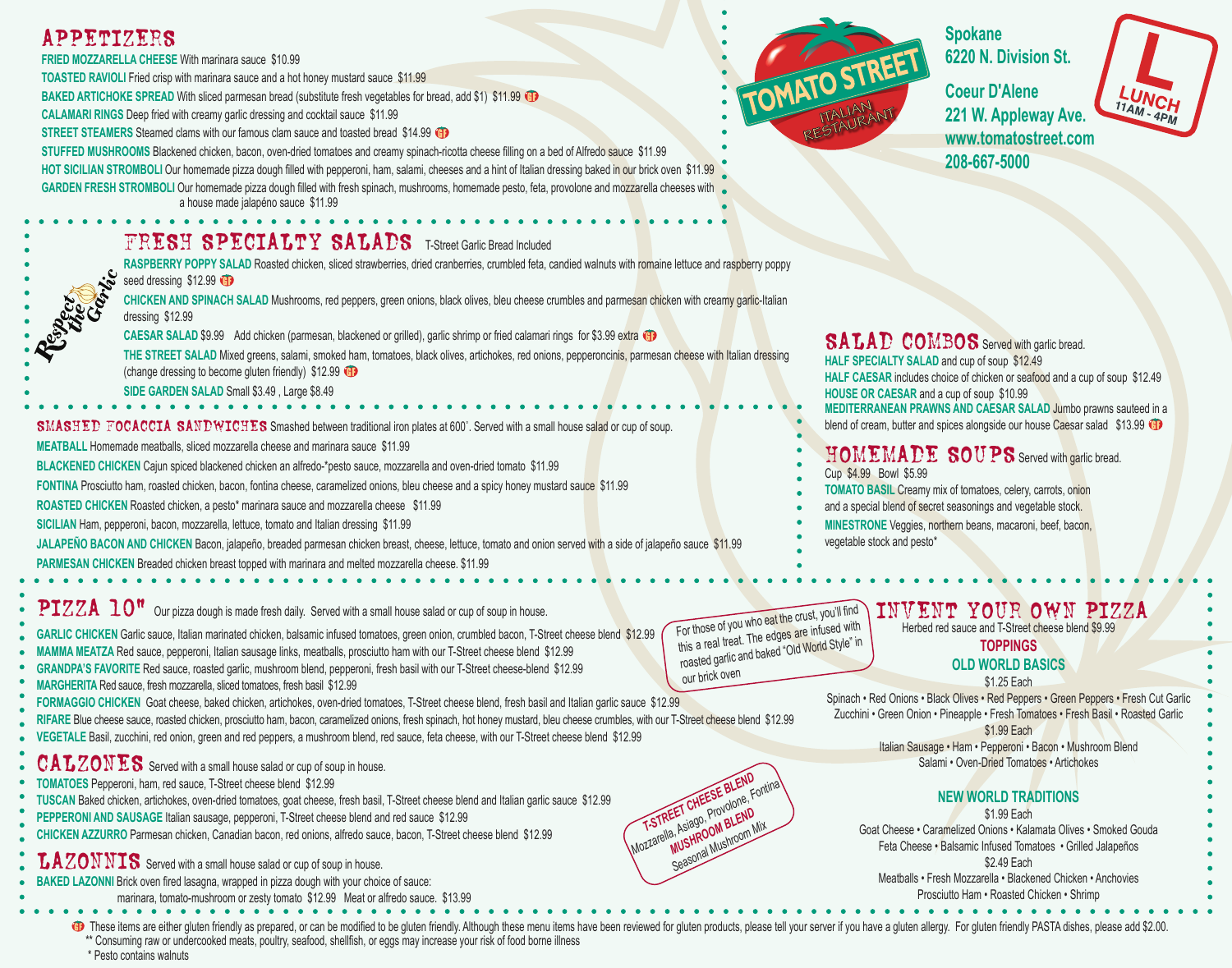# TOMATO STREET
ITALIAN RESTAURANT

**Spokane**
**6220 N. Division St.**

**Coeur D'Alene**
**221 W. Appleway Ave.**
**www.tomatostreet.com**
**208-667-5000**

**L — LUNCH 11AM - 4PM**

## APPETIZERS

**FRIED MOZZARELLA CHEESE** With marinara sauce $10.99

**TOASTED RAVIOLI** Fried crisp with marinara sauce and a hot honey mustard sauce $11.99

**BAKED ARTICHOKE SPREAD** With sliced parmesan bread (substitute fresh vegetables for bread, add $1) $11.99 GF

**CALAMARI RINGS** Deep fried with creamy garlic dressing and cocktail sauce $11.99

**STREET STEAMERS** Steamed clams with our famous clam sauce and toasted bread $14.99 GF

**STUFFED MUSHROOMS** Blackened chicken, bacon, oven-dried tomatoes and creamy spinach-ricotta cheese filling on a bed of Alfredo sauce $11.99

**HOT SICILIAN STROMBOLI** Our homemade pizza dough filled with pepperoni, ham, salami, cheeses and a hint of Italian dressing baked in our brick oven $11.99

**GARDEN FRESH STROMBOLI** Our homemade pizza dough filled with fresh spinach, mushrooms, homemade pesto, feta, provolone and mozzarella cheeses with a house made jalapéno sauce $11.99

## FRESH SPECIALTY SALADS
T-Street Garlic Bread Included

*Respect the Garlic*

**RASPBERRY POPPY SALAD** Roasted chicken, sliced strawberries, dried cranberries, crumbled feta, candied walnuts with romaine lettuce and raspberry poppy seed dressing $12.99 GF

**CHICKEN AND SPINACH SALAD** Mushrooms, red peppers, green onions, black olives, bleu cheese crumbles and parmesan chicken with creamy garlic-Italian dressing $12.99

**CAESAR SALAD** $9.99 Add chicken (parmesan, blackened or grilled), garlic shrimp or fried calamari rings for $3.99 extra GF

**THE STREET SALAD** Mixed greens, salami, smoked ham, tomatoes, black olives, artichokes, red onions, pepperoncinis, parmesan cheese with Italian dressing (change dressing to become gluten friendly) $12.99 GF

**SIDE GARDEN SALAD** Small $3.49 , Large $8.49

## SALAD COMBOS
Served with garlic bread.

**HALF SPECIALTY SALAD** and cup of soup $12.49

**HALF CAESAR** includes choice of chicken or seafood and a cup of soup $12.49

**HOUSE OR CAESAR** and a cup of soup $10.99

**MEDITERRANEAN PRAWNS AND CAESAR SALAD** Jumbo prawns sauteed in a blend of cream, butter and spices alongside our house Caesar salad $13.99 GF

## HOMEMADE SOUPS
Served with garlic bread.

Cup $4.99 Bowl $5.99

**TOMATO BASIL** Creamy mix of tomatoes, celery, carrots, onion and a special blend of secret seasonings and vegetable stock.

**MINESTRONE** Veggies, northern beans, macaroni, beef, bacon, vegetable stock and pesto*

## SMASHED FOCACCIA SANDWICHES
Smashed between traditional iron plates at 600˚. Served with a small house salad or cup of soup.

**MEATBALL** Homemade meatballs, sliced mozzarella cheese and marinara sauce $11.99

**BLACKENED CHICKEN** Cajun spiced blackened chicken an alfredo-*pesto sauce, mozzarella and oven-dried tomato $11.99

**FONTINA** Prosciutto ham, roasted chicken, bacon, fontina cheese, caramelized onions, bleu cheese and a spicy honey mustard sauce $11.99

**ROASTED CHICKEN** Roasted chicken, a pesto* marinara sauce and mozzarella cheese $11.99

**SICILIAN** Ham, pepperoni, bacon, mozzarella, lettuce, tomato and Italian dressing $11.99

**JALAPEÑO BACON AND CHICKEN** Bacon, jalapeño, breaded parmesan chicken breast, cheese, lettuce, tomato and onion served with a side of jalapeño sauce $11.99

**PARMESAN CHICKEN** Breaded chicken breast topped with marinara and melted mozzarella cheese. $11.99

## PIZZA 10"
Our pizza dough is made fresh daily. Served with a small house salad or cup of soup in house.

*For those of you who eat the crust, you'll find this a real treat. The edges are infused with roasted garlic and baked "Old World Style" in our brick oven*

**GARLIC CHICKEN** Garlic sauce, Italian marinated chicken, balsamic infused tomatoes, green onion, crumbled bacon, T-Street cheese blend $12.99

**MAMMA MEATZA** Red sauce, pepperoni, Italian sausage links, meatballs, prosciutto ham with our T-Street cheese blend $12.99

**GRANDPA'S FAVORITE** Red sauce, roasted garlic, mushroom blend, pepperoni, fresh basil with our T-Street cheese-blend $12.99

**MARGHERITA** Red sauce, fresh mozzarella, sliced tomatoes, fresh basil $12.99

**FORMAGGIO CHICKEN** Goat cheese, baked chicken, artichokes, oven-dried tomatoes, T-Street cheese blend, fresh basil and Italian garlic sauce $12.99

**RIFARE** Blue cheese sauce, roasted chicken, prosciutto ham, bacon, caramelized onions, fresh spinach, hot honey mustard, bleu cheese crumbles, with our T-Street cheese blend $12.99

**VEGETALE** Basil, zucchini, red onion, green and red peppers, a mushroom blend, red sauce, feta cheese, with our T-Street cheese blend $12.99

## INVENT YOUR OWN PIZZA
Herbed red sauce and T-Street cheese blend $9.99

### TOPPINGS

### OLD WORLD BASICS

$1.25 Each

Spinach • Red Onions • Black Olives • Red Peppers • Green Peppers • Fresh Cut Garlic
Zucchini • Green Onion • Pineapple • Fresh Tomatoes • Fresh Basil • Roasted Garlic

$1.99 Each

Italian Sausage • Ham • Pepperoni • Bacon • Mushroom Blend
Salami • Oven-Dried Tomatoes • Artichokes

### NEW WORLD TRADITIONS

$1.99 Each

Goat Cheese • Caramelized Onions • Kalamata Olives • Smoked Gouda
Feta Cheese • Balsamic Infused Tomatoes • Grilled Jalapeños

$2.49 Each

Meatballs • Fresh Mozzarella • Blackened Chicken • Anchovies
Prosciutto Ham • Roasted Chicken • Shrimp

## CALZONES
Served with a small house salad or cup of soup in house.

**TOMATOES** Pepperoni, ham, red sauce, T-Street cheese blend $12.99

**TUSCAN** Baked chicken, artichokes, oven-dried tomatoes, goat cheese, fresh basil, T-Street cheese blend and Italian garlic sauce $12.99

**PEPPERONI AND SAUSAGE** Italian sausage, pepperoni, T-Street cheese blend and red sauce $12.99

**CHICKEN AZZURRO** Parmesan chicken, Canadian bacon, red onions, alfredo sauce, bacon, T-Street cheese blend $12.99

**T-STREET CHEESE BLEND** Mozzarella, Asiago, Provolone, Fontina
**MUSHROOM BLEND** Seasonal Mushroom Mix

## LAZONNIS
Served with a small house salad or cup of soup in house.

**BAKED LAZONNI** Brick oven fired lasagna, wrapped in pizza dough with your choice of sauce: marinara, tomato-mushroom or zesty tomato $12.99 Meat or alfredo sauce. $13.99

GF These items are either gluten friendly as prepared, or can be modified to be gluten friendly. Although these menu items have been reviewed for gluten products, please tell your server if you have a gluten allergy. For gluten friendly PASTA dishes, please add $2.00.

** Consuming raw or undercooked meats, poultry, seafood, shellfish, or eggs may increase your risk of food borne illness

* Pesto contains walnuts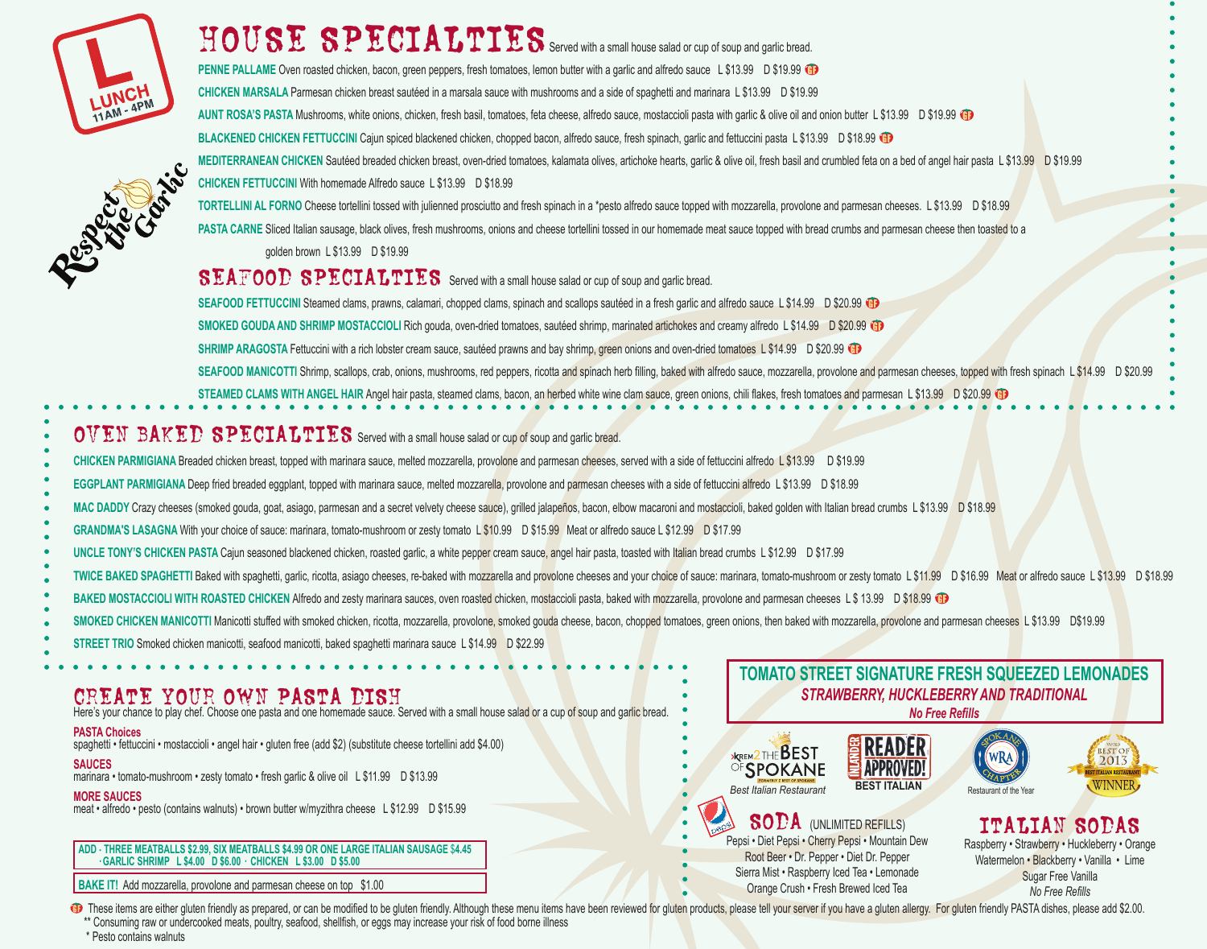LUNCH 11AM - 4PM

Respect the Garlic

# HOUSE SPECIALTIES

Served with a small house salad or cup of soup and garlic bread.

**PENNE PALLAME** Oven roasted chicken, bacon, green peppers, fresh tomatoes, lemon butter with a garlic and alfredo sauce L $13.99 D $19.99 GF

**CHICKEN MARSALA** Parmesan chicken breast sautéed in a marsala sauce with mushrooms and a side of spaghetti and marinara L $13.99 D $19.99

**AUNT ROSA'S PASTA** Mushrooms, white onions, chicken, fresh basil, tomatoes, feta cheese, alfredo sauce, mostaccioli pasta with garlic & olive oil and onion butter L $13.99 D $19.99 GF

**BLACKENED CHICKEN FETTUCCINI** Cajun spiced blackened chicken, chopped bacon, alfredo sauce, fresh spinach, garlic and fettuccini pasta L $13.99 D $18.99 GF

**MEDITERRANEAN CHICKEN** Sautéed breaded chicken breast, oven-dried tomatoes, kalamata olives, artichoke hearts, garlic & olive oil, fresh basil and crumbled feta on a bed of angel hair pasta L $13.99 D $19.99

**CHICKEN FETTUCCINI** With homemade Alfredo sauce L $13.99 D $18.99

**TORTELLINI AL FORNO** Cheese tortellini tossed with julienned prosciutto and fresh spinach in a *pesto alfredo sauce topped with mozzarella, provolone and parmesan cheeses. L $13.99 D $18.99

**PASTA CARNE** Sliced Italian sausage, black olives, fresh mushrooms, onions and cheese tortellini tossed in our homemade meat sauce topped with bread crumbs and parmesan cheese then toasted to a golden brown L $13.99 D $19.99

# SEAFOOD SPECIALTIES

Served with a small house salad or cup of soup and garlic bread.

**SEAFOOD FETTUCCINI** Steamed clams, prawns, calamari, chopped clams, spinach and scallops sautéed in a fresh garlic and alfredo sauce L $14.99 D $20.99 GF

**SMOKED GOUDA AND SHRIMP MOSTACCIOLI** Rich gouda, oven-dried tomatoes, sautéed shrimp, marinated artichokes and creamy alfredo L $14.99 D $20.99 GF

**SHRIMP ARAGOSTA** Fettuccini with a rich lobster cream sauce, sautéed prawns and bay shrimp, green onions and oven-dried tomatoes L $14.99 D $20.99 GF

**SEAFOOD MANICOTTI** Shrimp, scallops, crab, onions, mushrooms, red peppers, ricotta and spinach herb filling, baked with alfredo sauce, mozzarella, provolone and parmesan cheeses, topped with fresh spinach L $14.99 D $20.99

**STEAMED CLAMS WITH ANGEL HAIR** Angel hair pasta, steamed clams, bacon, an herbed white wine clam sauce, green onions, chili flakes, fresh tomatoes and parmesan L $13.99 D $20.99 GF

# OVEN BAKED SPECIALTIES

Served with a small house salad or cup of soup and garlic bread.

**CHICKEN PARMIGIANA** Breaded chicken breast, topped with marinara sauce, melted mozzarella, provolone and parmesan cheeses, served with a side of fettuccini alfredo L $13.99 D $19.99

**EGGPLANT PARMIGIANA** Deep fried breaded eggplant, topped with marinara sauce, melted mozzarella, provolone and parmesan cheeses with a side of fettuccini alfredo L $13.99 D $18.99

**MAC DADDY** Crazy cheeses (smoked gouda, goat, asiago, parmesan and a secret velvety cheese sauce), grilled jalapeños, bacon, elbow macaroni and mostaccioli, baked golden with Italian bread crumbs L $13.99 D $18.99

**GRANDMA'S LASAGNA** With your choice of sauce: marinara, tomato-mushroom or zesty tomato L $10.99 D $15.99 Meat or alfredo sauce L $12.99 D $17.99

**UNCLE TONY'S CHICKEN PASTA** Cajun seasoned blackened chicken, roasted garlic, a white pepper cream sauce, angel hair pasta, toasted with Italian bread crumbs L $12.99 D $17.99

**TWICE BAKED SPAGHETTI** Baked with spaghetti, garlic, ricotta, asiago cheeses, re-baked with mozzarella and provolone cheeses and your choice of sauce: marinara, tomato-mushroom or zesty tomato L $11.99 D $16.99 Meat or alfredo sauce L $13.99 D $18.99

**BAKED MOSTACCIOLI WITH ROASTED CHICKEN** Alfredo and zesty marinara sauces, oven roasted chicken, mostaccioli pasta, baked with mozzarella, provolone and parmesan cheeses L $ 13.99 D $18.99 GF

**SMOKED CHICKEN MANICOTTI** Manicotti stuffed with smoked chicken, ricotta, mozzarella, provolone, smoked gouda cheese, bacon, chopped tomatoes, green onions, then baked with mozzarella, provolone and parmesan cheeses L $13.99 D$19.99

**STREET TRIO** Smoked chicken manicotti, seafood manicotti, baked spaghetti marinara sauce L $14.99 D $22.99

# CREATE YOUR OWN PASTA DISH

Here's your chance to play chef. Choose one pasta and one homemade sauce. Served with a small house salad or a cup of soup and garlic bread.

**PASTA Choices**
spaghetti • fettuccini • mostaccioli • angel hair • gluten free (add $2) (substitute cheese tortellini add $4.00)

**SAUCES**
marinara • tomato-mushroom • zesty tomato • fresh garlic & olive oil L $11.99 D $13.99

**MORE SAUCES**
meat • alfredo • pesto (contains walnuts) • brown butter w/myzithra cheese L $12.99 D $15.99

**ADD · THREE MEATBALLS $2.99, SIX MEATBALLS $4.99 OR ONE LARGE ITALIAN SAUSAGE $4.45 · GARLIC SHRIMP L $4.00 D $6.00 · CHICKEN L $3.00 D $5.00**

**BAKE IT!** Add mozzarella, provolone and parmesan cheese on top $1.00

## TOMATO STREET SIGNATURE FRESH SQUEEZED LEMONADES

***STRAWBERRY, HUCKLEBERRY AND TRADITIONAL***

***No Free Refills***

KREM 2 THE BEST OF SPOKANE — *Best Italian Restaurant*

INLANDER READER APPROVED! BEST ITALIAN

SPOKANE WRA CHAPTER — Restaurant of the Year

VOTED BEST OF 2013 BEST ITALIAN RESTAURANT WINNER

# SODA (UNLIMITED REFILLS)

Pepsi • Diet Pepsi • Cherry Pepsi • Mountain Dew
Root Beer • Dr. Pepper • Diet Dr. Pepper
Sierra Mist • Raspberry Iced Tea • Lemonade
Orange Crush • Fresh Brewed Iced Tea

# ITALIAN SODAS

Raspberry • Strawberry • Huckleberry • Orange
Watermelon • Blackberry • Vanilla • Lime
Sugar Free Vanilla
*No Free Refills*

GF These items are either gluten friendly as prepared, or can be modified to be gluten friendly. Although these menu items have been reviewed for gluten products, please tell your server if you have a gluten allergy. For gluten friendly PASTA dishes, please add $2.00.

** Consuming raw or undercooked meats, poultry, seafood, shellfish, or eggs may increase your risk of food borne illness

* Pesto contains walnuts